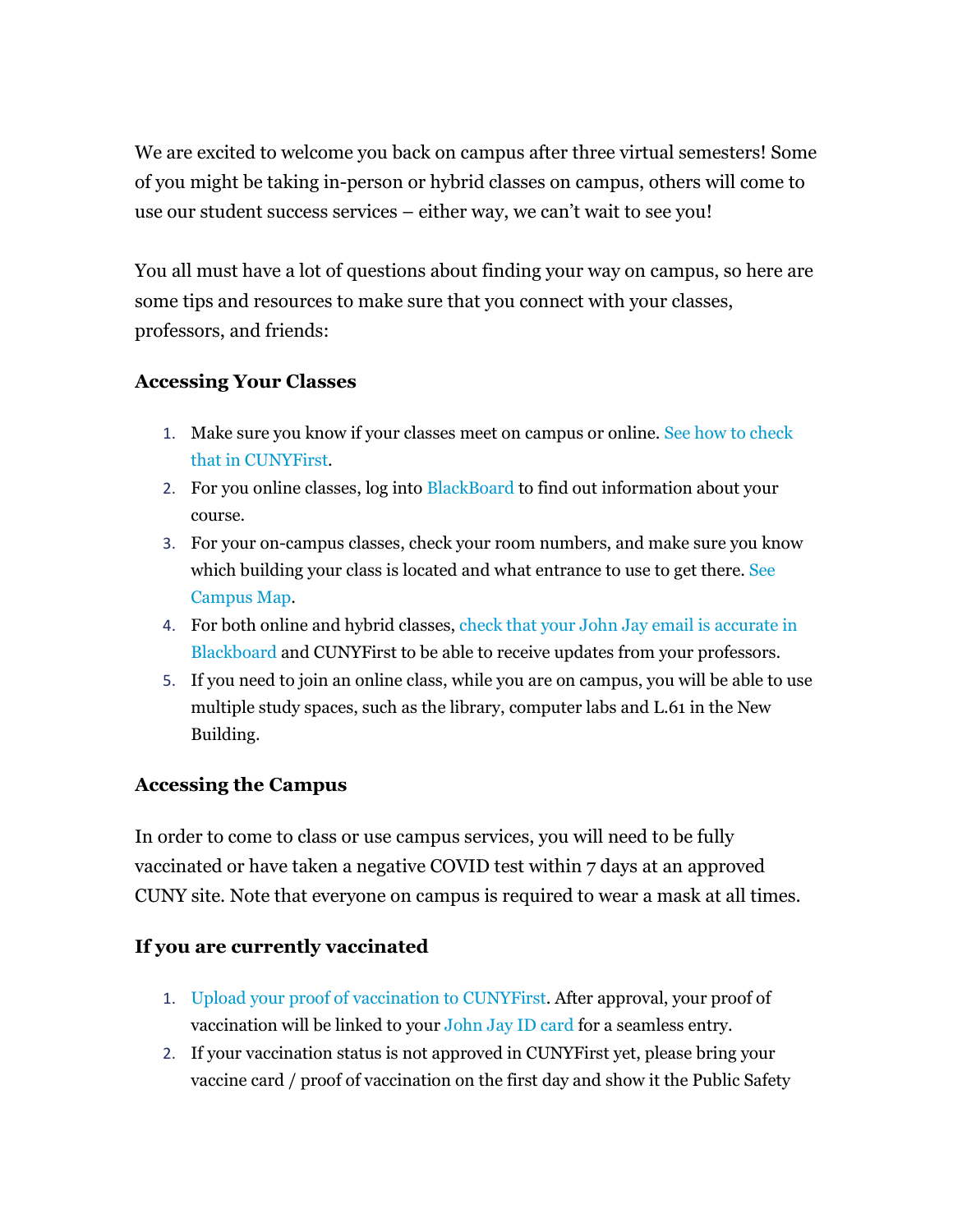We are excited to welcome you back on campus after three virtual semesters! Some of you might be taking in-person or hybrid classes on campus, others will come to use our student success services – either way, we can't wait to see you!

You all must have a lot of questions about finding your way on campus, so here are some tips and resources to make sure that you connect with your classes, professors, and friends:

### Accessing Your Classes

1. Make sure you know if your classes meet on campus or online. See how to check that in CUNYFirst.
2. For you online classes, log into BlackBoard to find out information about your course.
3. For your on-campus classes, check your room numbers, and make sure you know which building your class is located and what entrance to use to get there. See Campus Map.
4. For both online and hybrid classes, check that your John Jay email is accurate in Blackboard and CUNYFirst to be able to receive updates from your professors.
5. If you need to join an online class, while you are on campus, you will be able to use multiple study spaces, such as the library, computer labs and L.61 in the New Building.

### Accessing the Campus

In order to come to class or use campus services, you will need to be fully vaccinated or have taken a negative COVID test within 7 days at an approved CUNY site. Note that everyone on campus is required to wear a mask at all times.

### If you are currently vaccinated

1. Upload your proof of vaccination to CUNYFirst. After approval, your proof of vaccination will be linked to your John Jay ID card for a seamless entry.
2. If your vaccination status is not approved in CUNYFirst yet, please bring your vaccine card / proof of vaccination on the first day and show it the Public Safety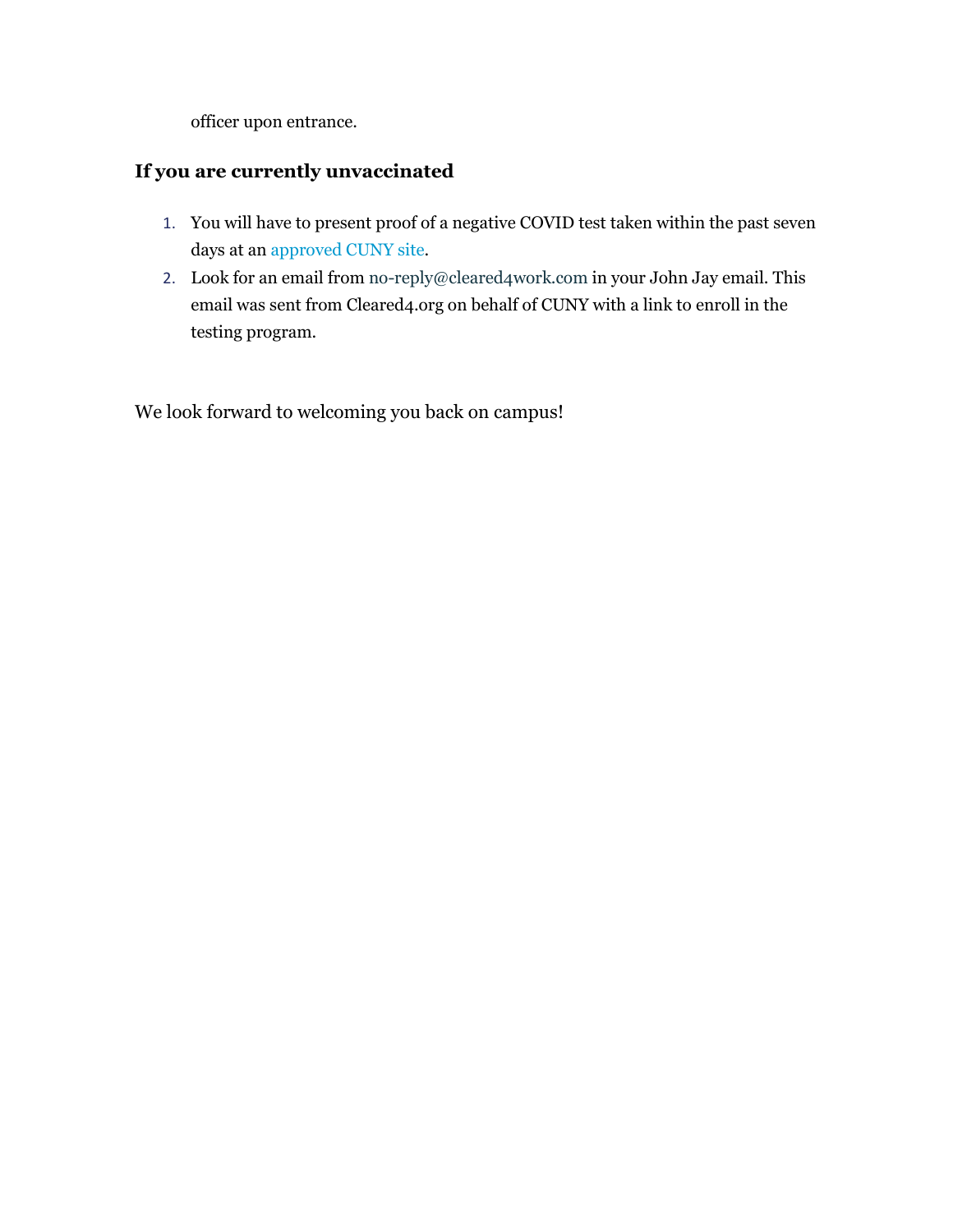officer upon entrance.

### If you are currently unvaccinated

1. You will have to present proof of a negative COVID test taken within the past seven days at an approved CUNY site.
2. Look for an email from no-reply@cleared4work.com in your John Jay email. This email was sent from Cleared4.org on behalf of CUNY with a link to enroll in the testing program.

We look forward to welcoming you back on campus!